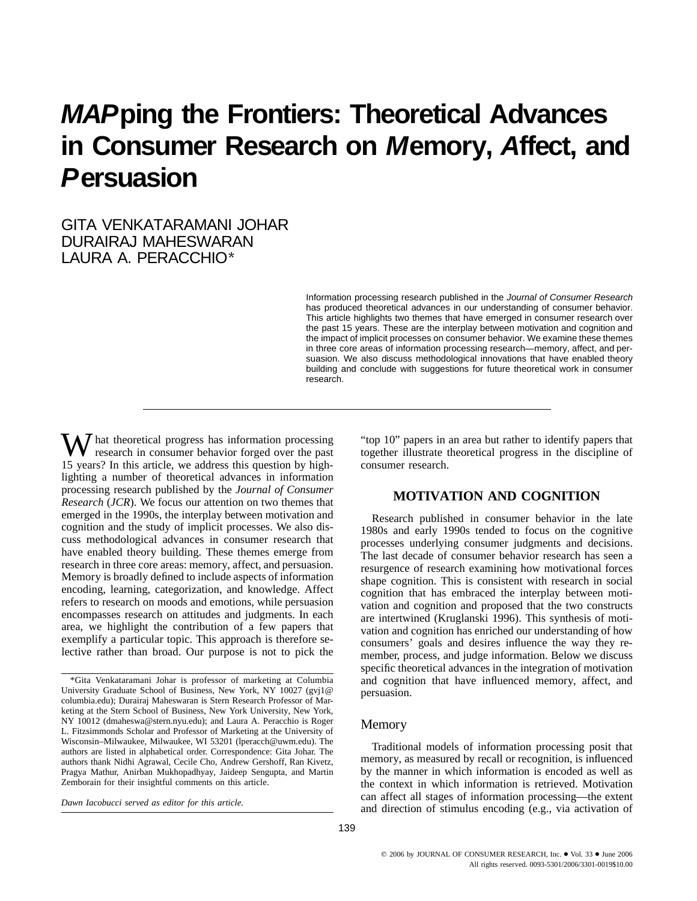# *MAP*ping the Frontiers: Theoretical Advances in Consumer Research on *M*emory, *A*ffect, and *P*ersuasion

GITA VENKATARAMANI JOHAR
DURAIRAJ MAHESWARAN
LAURA A. PERACCHIO*

Information processing research published in the *Journal of Consumer Research* has produced theoretical advances in our understanding of consumer behavior. This article highlights two themes that have emerged in consumer research over the past 15 years. These are the interplay between motivation and cognition and the impact of implicit processes on consumer behavior. We examine these themes in three core areas of information processing research—memory, affect, and persuasion. We also discuss methodological innovations that have enabled theory building and conclude with suggestions for future theoretical work in consumer research.

What theoretical progress has information processing research in consumer behavior forged over the past 15 years? In this article, we address this question by highlighting a number of theoretical advances in information processing research published by the *Journal of Consumer Research* (*JCR*). We focus our attention on two themes that emerged in the 1990s, the interplay between motivation and cognition and the study of implicit processes. We also discuss methodological advances in consumer research that have enabled theory building. These themes emerge from research in three core areas: memory, affect, and persuasion. Memory is broadly defined to include aspects of information encoding, learning, categorization, and knowledge. Affect refers to research on moods and emotions, while persuasion encompasses research on attitudes and judgments. In each area, we highlight the contribution of a few papers that exemplify a particular topic. This approach is therefore selective rather than broad. Our purpose is not to pick the "top 10" papers in an area but rather to identify papers that together illustrate theoretical progress in the discipline of consumer research.

*Gita Venkataramani Johar is professor of marketing at Columbia University Graduate School of Business, New York, NY 10027 (gvj1@columbia.edu); Durairaj Maheswaran is Stern Research Professor of Marketing at the Stern School of Business, New York University, New York, NY 10012 (dmaheswa@stern.nyu.edu); and Laura A. Peracchio is Roger L. Fitzsimmonds Scholar and Professor of Marketing at the University of Wisconsin–Milwaukee, Milwaukee, WI 53201 (lperacch@uwm.edu). The authors are listed in alphabetical order. Correspondence: Gita Johar. The authors thank Nidhi Agrawal, Cecile Cho, Andrew Gershoff, Ran Kivetz, Pragya Mathur, Anirban Mukhopadhyay, Jaideep Sengupta, and Martin Zemborain for their insightful comments on this article.

*Dawn Iacobucci served as editor for this article.*

## MOTIVATION AND COGNITION

Research published in consumer behavior in the late 1980s and early 1990s tended to focus on the cognitive processes underlying consumer judgments and decisions. The last decade of consumer behavior research has seen a resurgence of research examining how motivational forces shape cognition. This is consistent with research in social cognition that has embraced the interplay between motivation and cognition and proposed that the two constructs are intertwined (Kruglanski 1996). This synthesis of motivation and cognition has enriched our understanding of how consumers' goals and desires influence the way they remember, process, and judge information. Below we discuss specific theoretical advances in the integration of motivation and cognition that have influenced memory, affect, and persuasion.

### Memory

Traditional models of information processing posit that memory, as measured by recall or recognition, is influenced by the manner in which information is encoded as well as the context in which information is retrieved. Motivation can affect all stages of information processing—the extent and direction of stimulus encoding (e.g., via activation of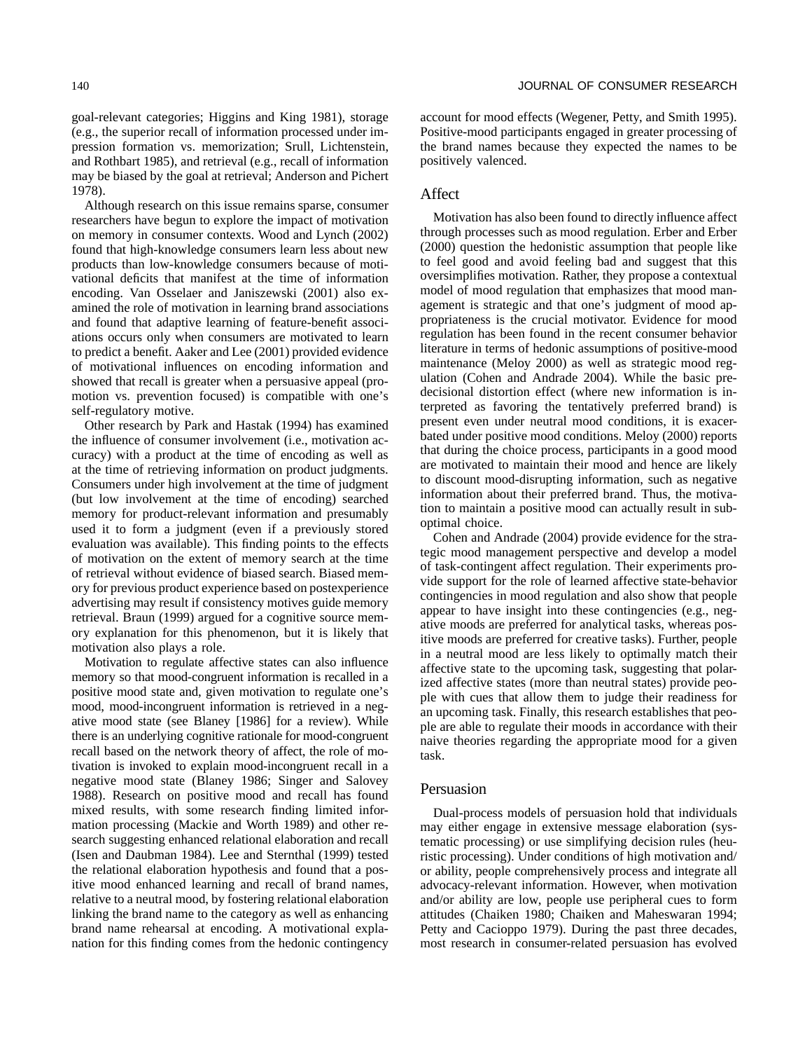goal-relevant categories; Higgins and King 1981), storage (e.g., the superior recall of information processed under impression formation vs. memorization; Srull, Lichtenstein, and Rothbart 1985), and retrieval (e.g., recall of information may be biased by the goal at retrieval; Anderson and Pichert 1978).

Although research on this issue remains sparse, consumer researchers have begun to explore the impact of motivation on memory in consumer contexts. Wood and Lynch (2002) found that high-knowledge consumers learn less about new products than low-knowledge consumers because of motivational deficits that manifest at the time of information encoding. Van Osselaer and Janiszewski (2001) also examined the role of motivation in learning brand associations and found that adaptive learning of feature-benefit associations occurs only when consumers are motivated to learn to predict a benefit. Aaker and Lee (2001) provided evidence of motivational influences on encoding information and showed that recall is greater when a persuasive appeal (promotion vs. prevention focused) is compatible with one's self-regulatory motive.

Other research by Park and Hastak (1994) has examined the influence of consumer involvement (i.e., motivation accuracy) with a product at the time of encoding as well as at the time of retrieving information on product judgments. Consumers under high involvement at the time of judgment (but low involvement at the time of encoding) searched memory for product-relevant information and presumably used it to form a judgment (even if a previously stored evaluation was available). This finding points to the effects of motivation on the extent of memory search at the time of retrieval without evidence of biased search. Biased memory for previous product experience based on postexperience advertising may result if consistency motives guide memory retrieval. Braun (1999) argued for a cognitive source memory explanation for this phenomenon, but it is likely that motivation also plays a role.

Motivation to regulate affective states can also influence memory so that mood-congruent information is recalled in a positive mood state and, given motivation to regulate one's mood, mood-incongruent information is retrieved in a negative mood state (see Blaney [1986] for a review). While there is an underlying cognitive rationale for mood-congruent recall based on the network theory of affect, the role of motivation is invoked to explain mood-incongruent recall in a negative mood state (Blaney 1986; Singer and Salovey 1988). Research on positive mood and recall has found mixed results, with some research finding limited information processing (Mackie and Worth 1989) and other research suggesting enhanced relational elaboration and recall (Isen and Daubman 1984). Lee and Sternthal (1999) tested the relational elaboration hypothesis and found that a positive mood enhanced learning and recall of brand names, relative to a neutral mood, by fostering relational elaboration linking the brand name to the category as well as enhancing brand name rehearsal at encoding. A motivational explanation for this finding comes from the hedonic contingency account for mood effects (Wegener, Petty, and Smith 1995). Positive-mood participants engaged in greater processing of the brand names because they expected the names to be positively valenced.

## Affect

Motivation has also been found to directly influence affect through processes such as mood regulation. Erber and Erber (2000) question the hedonistic assumption that people like to feel good and avoid feeling bad and suggest that this oversimplifies motivation. Rather, they propose a contextual model of mood regulation that emphasizes that mood management is strategic and that one's judgment of mood appropriateness is the crucial motivator. Evidence for mood regulation has been found in the recent consumer behavior literature in terms of hedonic assumptions of positive-mood maintenance (Meloy 2000) as well as strategic mood regulation (Cohen and Andrade 2004). While the basic predecisional distortion effect (where new information is interpreted as favoring the tentatively preferred brand) is present even under neutral mood conditions, it is exacerbated under positive mood conditions. Meloy (2000) reports that during the choice process, participants in a good mood are motivated to maintain their mood and hence are likely to discount mood-disrupting information, such as negative information about their preferred brand. Thus, the motivation to maintain a positive mood can actually result in suboptimal choice.

Cohen and Andrade (2004) provide evidence for the strategic mood management perspective and develop a model of task-contingent affect regulation. Their experiments provide support for the role of learned affective state-behavior contingencies in mood regulation and also show that people appear to have insight into these contingencies (e.g., negative moods are preferred for analytical tasks, whereas positive moods are preferred for creative tasks). Further, people in a neutral mood are less likely to optimally match their affective state to the upcoming task, suggesting that polarized affective states (more than neutral states) provide people with cues that allow them to judge their readiness for an upcoming task. Finally, this research establishes that people are able to regulate their moods in accordance with their naive theories regarding the appropriate mood for a given task.

## Persuasion

Dual-process models of persuasion hold that individuals may either engage in extensive message elaboration (systematic processing) or use simplifying decision rules (heuristic processing). Under conditions of high motivation and/or ability, people comprehensively process and integrate all advocacy-relevant information. However, when motivation and/or ability are low, people use peripheral cues to form attitudes (Chaiken 1980; Chaiken and Maheswaran 1994; Petty and Cacioppo 1979). During the past three decades, most research in consumer-related persuasion has evolved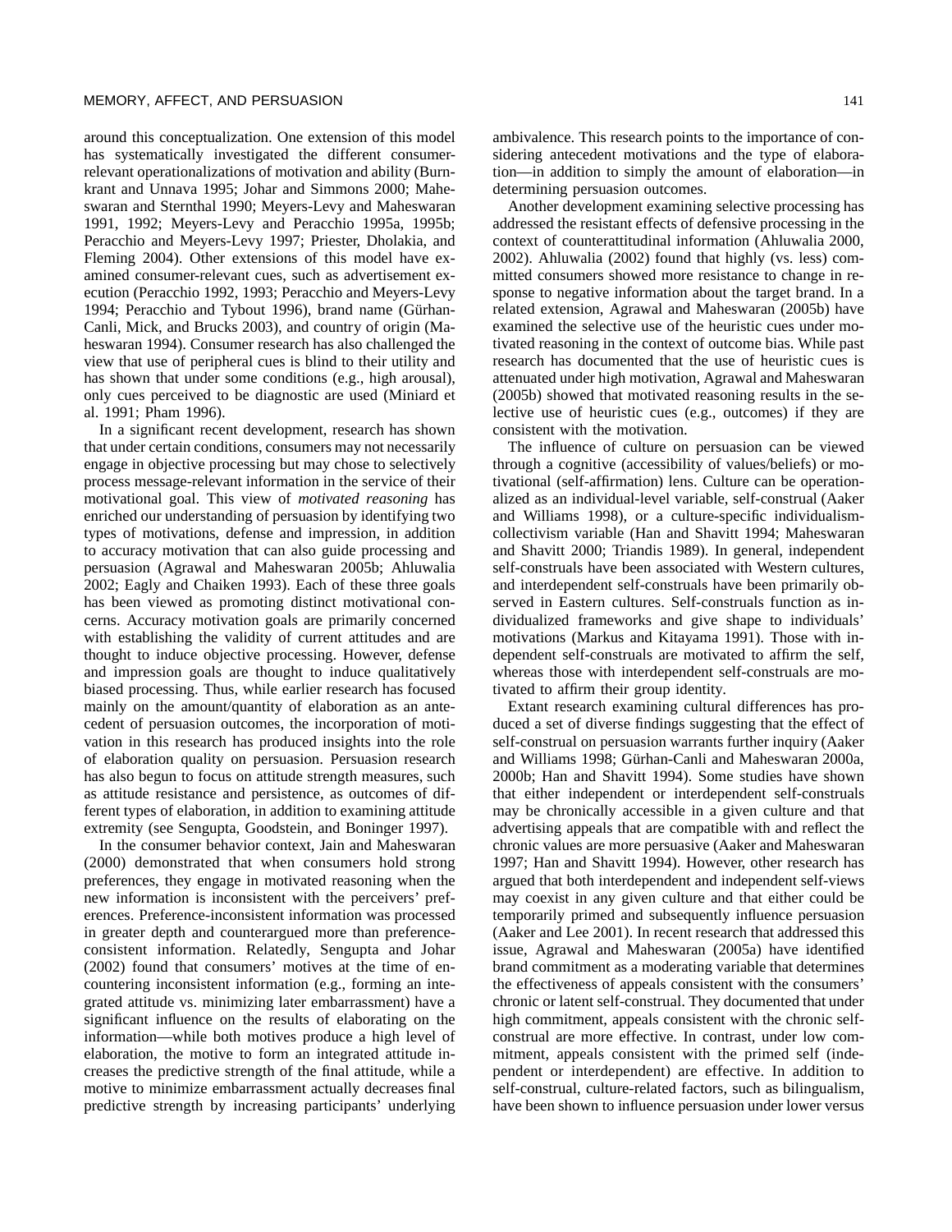around this conceptualization. One extension of this model has systematically investigated the different consumer-relevant operationalizations of motivation and ability (Burnkrant and Unnava 1995; Johar and Simmons 2000; Maheswaran and Sternthal 1990; Meyers-Levy and Maheswaran 1991, 1992; Meyers-Levy and Peracchio 1995a, 1995b; Peracchio and Meyers-Levy 1997; Priester, Dholakia, and Fleming 2004). Other extensions of this model have examined consumer-relevant cues, such as advertisement execution (Peracchio 1992, 1993; Peracchio and Meyers-Levy 1994; Peracchio and Tybout 1996), brand name (Gürhan-Canli, Mick, and Brucks 2003), and country of origin (Maheswaran 1994). Consumer research has also challenged the view that use of peripheral cues is blind to their utility and has shown that under some conditions (e.g., high arousal), only cues perceived to be diagnostic are used (Miniard et al. 1991; Pham 1996).

In a significant recent development, research has shown that under certain conditions, consumers may not necessarily engage in objective processing but may chose to selectively process message-relevant information in the service of their motivational goal. This view of *motivated reasoning* has enriched our understanding of persuasion by identifying two types of motivations, defense and impression, in addition to accuracy motivation that can also guide processing and persuasion (Agrawal and Maheswaran 2005b; Ahluwalia 2002; Eagly and Chaiken 1993). Each of these three goals has been viewed as promoting distinct motivational concerns. Accuracy motivation goals are primarily concerned with establishing the validity of current attitudes and are thought to induce objective processing. However, defense and impression goals are thought to induce qualitatively biased processing. Thus, while earlier research has focused mainly on the amount/quantity of elaboration as an antecedent of persuasion outcomes, the incorporation of motivation in this research has produced insights into the role of elaboration quality on persuasion. Persuasion research has also begun to focus on attitude strength measures, such as attitude resistance and persistence, as outcomes of different types of elaboration, in addition to examining attitude extremity (see Sengupta, Goodstein, and Boninger 1997).

In the consumer behavior context, Jain and Maheswaran (2000) demonstrated that when consumers hold strong preferences, they engage in motivated reasoning when the new information is inconsistent with the perceivers' preferences. Preference-inconsistent information was processed in greater depth and counterargued more than preference-consistent information. Relatedly, Sengupta and Johar (2002) found that consumers' motives at the time of encountering inconsistent information (e.g., forming an integrated attitude vs. minimizing later embarrassment) have a significant influence on the results of elaborating on the information—while both motives produce a high level of elaboration, the motive to form an integrated attitude increases the predictive strength of the final attitude, while a motive to minimize embarrassment actually decreases final predictive strength by increasing participants' underlying ambivalence. This research points to the importance of considering antecedent motivations and the type of elaboration—in addition to simply the amount of elaboration—in determining persuasion outcomes.

Another development examining selective processing has addressed the resistant effects of defensive processing in the context of counterattitudinal information (Ahluwalia 2000, 2002). Ahluwalia (2002) found that highly (vs. less) committed consumers showed more resistance to change in response to negative information about the target brand. In a related extension, Agrawal and Maheswaran (2005b) have examined the selective use of the heuristic cues under motivated reasoning in the context of outcome bias. While past research has documented that the use of heuristic cues is attenuated under high motivation, Agrawal and Maheswaran (2005b) showed that motivated reasoning results in the selective use of heuristic cues (e.g., outcomes) if they are consistent with the motivation.

The influence of culture on persuasion can be viewed through a cognitive (accessibility of values/beliefs) or motivational (self-affirmation) lens. Culture can be operationalized as an individual-level variable, self-construal (Aaker and Williams 1998), or a culture-specific individualism-collectivism variable (Han and Shavitt 1994; Maheswaran and Shavitt 2000; Triandis 1989). In general, independent self-construals have been associated with Western cultures, and interdependent self-construals have been primarily observed in Eastern cultures. Self-construals function as individualized frameworks and give shape to individuals' motivations (Markus and Kitayama 1991). Those with independent self-construals are motivated to affirm the self, whereas those with interdependent self-construals are motivated to affirm their group identity.

Extant research examining cultural differences has produced a set of diverse findings suggesting that the effect of self-construal on persuasion warrants further inquiry (Aaker and Williams 1998; Gürhan-Canli and Maheswaran 2000a, 2000b; Han and Shavitt 1994). Some studies have shown that either independent or interdependent self-construals may be chronically accessible in a given culture and that advertising appeals that are compatible with and reflect the chronic values are more persuasive (Aaker and Maheswaran 1997; Han and Shavitt 1994). However, other research has argued that both interdependent and independent self-views may coexist in any given culture and that either could be temporarily primed and subsequently influence persuasion (Aaker and Lee 2001). In recent research that addressed this issue, Agrawal and Maheswaran (2005a) have identified brand commitment as a moderating variable that determines the effectiveness of appeals consistent with the consumers' chronic or latent self-construal. They documented that under high commitment, appeals consistent with the chronic self-construal are more effective. In contrast, under low commitment, appeals consistent with the primed self (independent or interdependent) are effective. In addition to self-construal, culture-related factors, such as bilingualism, have been shown to influence persuasion under lower versus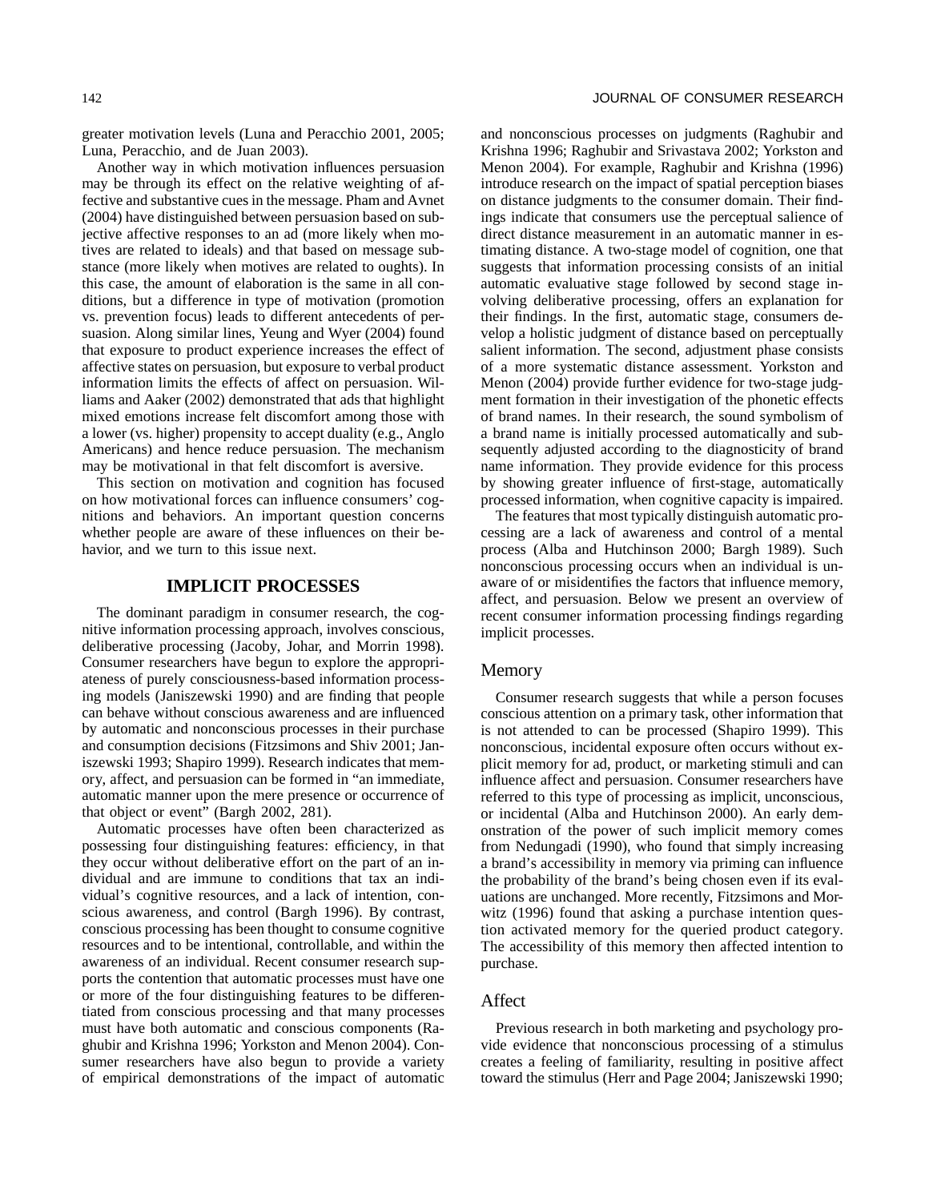greater motivation levels (Luna and Peracchio 2001, 2005; Luna, Peracchio, and de Juan 2003).

Another way in which motivation influences persuasion may be through its effect on the relative weighting of affective and substantive cues in the message. Pham and Avnet (2004) have distinguished between persuasion based on subjective affective responses to an ad (more likely when motives are related to ideals) and that based on message substance (more likely when motives are related to oughts). In this case, the amount of elaboration is the same in all conditions, but a difference in type of motivation (promotion vs. prevention focus) leads to different antecedents of persuasion. Along similar lines, Yeung and Wyer (2004) found that exposure to product experience increases the effect of affective states on persuasion, but exposure to verbal product information limits the effects of affect on persuasion. Williams and Aaker (2002) demonstrated that ads that highlight mixed emotions increase felt discomfort among those with a lower (vs. higher) propensity to accept duality (e.g., Anglo Americans) and hence reduce persuasion. The mechanism may be motivational in that felt discomfort is aversive.

This section on motivation and cognition has focused on how motivational forces can influence consumers' cognitions and behaviors. An important question concerns whether people are aware of these influences on their behavior, and we turn to this issue next.

## IMPLICIT PROCESSES

The dominant paradigm in consumer research, the cognitive information processing approach, involves conscious, deliberative processing (Jacoby, Johar, and Morrin 1998). Consumer researchers have begun to explore the appropriateness of purely consciousness-based information processing models (Janiszewski 1990) and are finding that people can behave without conscious awareness and are influenced by automatic and nonconscious processes in their purchase and consumption decisions (Fitzsimons and Shiv 2001; Janiszewski 1993; Shapiro 1999). Research indicates that memory, affect, and persuasion can be formed in "an immediate, automatic manner upon the mere presence or occurrence of that object or event" (Bargh 2002, 281).

Automatic processes have often been characterized as possessing four distinguishing features: efficiency, in that they occur without deliberative effort on the part of an individual and are immune to conditions that tax an individual's cognitive resources, and a lack of intention, conscious awareness, and control (Bargh 1996). By contrast, conscious processing has been thought to consume cognitive resources and to be intentional, controllable, and within the awareness of an individual. Recent consumer research supports the contention that automatic processes must have one or more of the four distinguishing features to be differentiated from conscious processing and that many processes must have both automatic and conscious components (Raghubir and Krishna 1996; Yorkston and Menon 2004). Consumer researchers have also begun to provide a variety of empirical demonstrations of the impact of automatic and nonconscious processes on judgments (Raghubir and Krishna 1996; Raghubir and Srivastava 2002; Yorkston and Menon 2004). For example, Raghubir and Krishna (1996) introduce research on the impact of spatial perception biases on distance judgments to the consumer domain. Their findings indicate that consumers use the perceptual salience of direct distance measurement in an automatic manner in estimating distance. A two-stage model of cognition, one that suggests that information processing consists of an initial automatic evaluative stage followed by second stage involving deliberative processing, offers an explanation for their findings. In the first, automatic stage, consumers develop a holistic judgment of distance based on perceptually salient information. The second, adjustment phase consists of a more systematic distance assessment. Yorkston and Menon (2004) provide further evidence for two-stage judgment formation in their investigation of the phonetic effects of brand names. In their research, the sound symbolism of a brand name is initially processed automatically and subsequently adjusted according to the diagnosticity of brand name information. They provide evidence for this process by showing greater influence of first-stage, automatically processed information, when cognitive capacity is impaired.

The features that most typically distinguish automatic processing are a lack of awareness and control of a mental process (Alba and Hutchinson 2000; Bargh 1989). Such nonconscious processing occurs when an individual is unaware of or misidentifies the factors that influence memory, affect, and persuasion. Below we present an overview of recent consumer information processing findings regarding implicit processes.

### Memory

Consumer research suggests that while a person focuses conscious attention on a primary task, other information that is not attended to can be processed (Shapiro 1999). This nonconscious, incidental exposure often occurs without explicit memory for ad, product, or marketing stimuli and can influence affect and persuasion. Consumer researchers have referred to this type of processing as implicit, unconscious, or incidental (Alba and Hutchinson 2000). An early demonstration of the power of such implicit memory comes from Nedungadi (1990), who found that simply increasing a brand's accessibility in memory via priming can influence the probability of the brand's being chosen even if its evaluations are unchanged. More recently, Fitzsimons and Morwitz (1996) found that asking a purchase intention question activated memory for the queried product category. The accessibility of this memory then affected intention to purchase.

### Affect

Previous research in both marketing and psychology provide evidence that nonconscious processing of a stimulus creates a feeling of familiarity, resulting in positive affect toward the stimulus (Herr and Page 2004; Janiszewski 1990;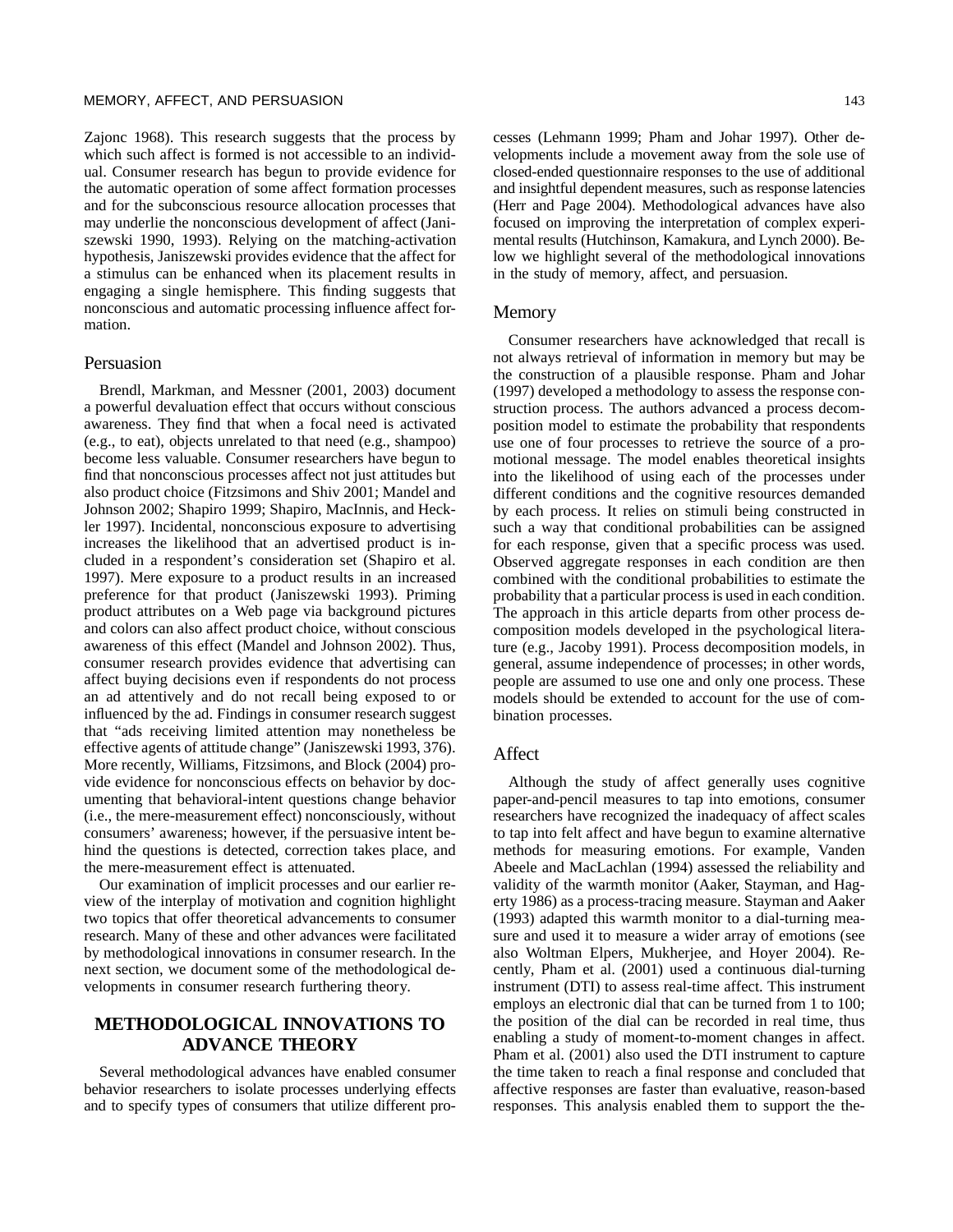Zajonc 1968). This research suggests that the process by which such affect is formed is not accessible to an individual. Consumer research has begun to provide evidence for the automatic operation of some affect formation processes and for the subconscious resource allocation processes that may underlie the nonconscious development of affect (Janiszewski 1990, 1993). Relying on the matching-activation hypothesis, Janiszewski provides evidence that the affect for a stimulus can be enhanced when its placement results in engaging a single hemisphere. This finding suggests that nonconscious and automatic processing influence affect formation.

### Persuasion

Brendl, Markman, and Messner (2001, 2003) document a powerful devaluation effect that occurs without conscious awareness. They find that when a focal need is activated (e.g., to eat), objects unrelated to that need (e.g., shampoo) become less valuable. Consumer researchers have begun to find that nonconscious processes affect not just attitudes but also product choice (Fitzsimons and Shiv 2001; Mandel and Johnson 2002; Shapiro 1999; Shapiro, MacInnis, and Heckler 1997). Incidental, nonconscious exposure to advertising increases the likelihood that an advertised product is included in a respondent's consideration set (Shapiro et al. 1997). Mere exposure to a product results in an increased preference for that product (Janiszewski 1993). Priming product attributes on a Web page via background pictures and colors can also affect product choice, without conscious awareness of this effect (Mandel and Johnson 2002). Thus, consumer research provides evidence that advertising can affect buying decisions even if respondents do not process an ad attentively and do not recall being exposed to or influenced by the ad. Findings in consumer research suggest that "ads receiving limited attention may nonetheless be effective agents of attitude change" (Janiszewski 1993, 376). More recently, Williams, Fitzsimons, and Block (2004) provide evidence for nonconscious effects on behavior by documenting that behavioral-intent questions change behavior (i.e., the mere-measurement effect) nonconsciously, without consumers' awareness; however, if the persuasive intent behind the questions is detected, correction takes place, and the mere-measurement effect is attenuated.

Our examination of implicit processes and our earlier review of the interplay of motivation and cognition highlight two topics that offer theoretical advancements to consumer research. Many of these and other advances were facilitated by methodological innovations in consumer research. In the next section, we document some of the methodological developments in consumer research furthering theory.

## METHODOLOGICAL INNOVATIONS TO ADVANCE THEORY

Several methodological advances have enabled consumer behavior researchers to isolate processes underlying effects and to specify types of consumers that utilize different processes (Lehmann 1999; Pham and Johar 1997). Other developments include a movement away from the sole use of closed-ended questionnaire responses to the use of additional and insightful dependent measures, such as response latencies (Herr and Page 2004). Methodological advances have also focused on improving the interpretation of complex experimental results (Hutchinson, Kamakura, and Lynch 2000). Below we highlight several of the methodological innovations in the study of memory, affect, and persuasion.

### Memory

Consumer researchers have acknowledged that recall is not always retrieval of information in memory but may be the construction of a plausible response. Pham and Johar (1997) developed a methodology to assess the response construction process. The authors advanced a process decomposition model to estimate the probability that respondents use one of four processes to retrieve the source of a promotional message. The model enables theoretical insights into the likelihood of using each of the processes under different conditions and the cognitive resources demanded by each process. It relies on stimuli being constructed in such a way that conditional probabilities can be assigned for each response, given that a specific process was used. Observed aggregate responses in each condition are then combined with the conditional probabilities to estimate the probability that a particular process is used in each condition. The approach in this article departs from other process decomposition models developed in the psychological literature (e.g., Jacoby 1991). Process decomposition models, in general, assume independence of processes; in other words, people are assumed to use one and only one process. These models should be extended to account for the use of combination processes.

### Affect

Although the study of affect generally uses cognitive paper-and-pencil measures to tap into emotions, consumer researchers have recognized the inadequacy of affect scales to tap into felt affect and have begun to examine alternative methods for measuring emotions. For example, Vanden Abeele and MacLachlan (1994) assessed the reliability and validity of the warmth monitor (Aaker, Stayman, and Hagerty 1986) as a process-tracing measure. Stayman and Aaker (1993) adapted this warmth monitor to a dial-turning measure and used it to measure a wider array of emotions (see also Woltman Elpers, Mukherjee, and Hoyer 2004). Recently, Pham et al. (2001) used a continuous dial-turning instrument (DTI) to assess real-time affect. This instrument employs an electronic dial that can be turned from 1 to 100; the position of the dial can be recorded in real time, thus enabling a study of moment-to-moment changes in affect. Pham et al. (2001) also used the DTI instrument to capture the time taken to reach a final response and concluded that affective responses are faster than evaluative, reason-based responses. This analysis enabled them to support the the-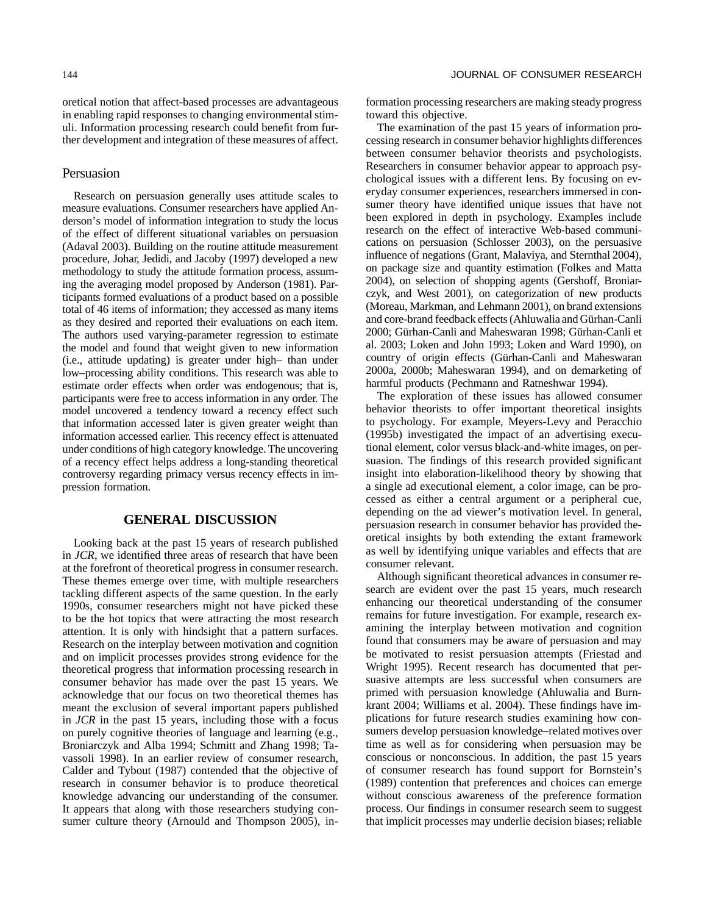oretical notion that affect-based processes are advantageous in enabling rapid responses to changing environmental stimuli. Information processing research could benefit from further development and integration of these measures of affect.

### Persuasion

Research on persuasion generally uses attitude scales to measure evaluations. Consumer researchers have applied Anderson's model of information integration to study the locus of the effect of different situational variables on persuasion (Adaval 2003). Building on the routine attitude measurement procedure, Johar, Jedidi, and Jacoby (1997) developed a new methodology to study the attitude formation process, assuming the averaging model proposed by Anderson (1981). Participants formed evaluations of a product based on a possible total of 46 items of information; they accessed as many items as they desired and reported their evaluations on each item. The authors used varying-parameter regression to estimate the model and found that weight given to new information (i.e., attitude updating) is greater under high– than under low–processing ability conditions. This research was able to estimate order effects when order was endogenous; that is, participants were free to access information in any order. The model uncovered a tendency toward a recency effect such that information accessed later is given greater weight than information accessed earlier. This recency effect is attenuated under conditions of high category knowledge. The uncovering of a recency effect helps address a long-standing theoretical controversy regarding primacy versus recency effects in impression formation.

## GENERAL DISCUSSION

Looking back at the past 15 years of research published in *JCR*, we identified three areas of research that have been at the forefront of theoretical progress in consumer research. These themes emerge over time, with multiple researchers tackling different aspects of the same question. In the early 1990s, consumer researchers might not have picked these to be the hot topics that were attracting the most research attention. It is only with hindsight that a pattern surfaces. Research on the interplay between motivation and cognition and on implicit processes provides strong evidence for the theoretical progress that information processing research in consumer behavior has made over the past 15 years. We acknowledge that our focus on two theoretical themes has meant the exclusion of several important papers published in *JCR* in the past 15 years, including those with a focus on purely cognitive theories of language and learning (e.g., Broniarczyk and Alba 1994; Schmitt and Zhang 1998; Tavassoli 1998). In an earlier review of consumer research, Calder and Tybout (1987) contended that the objective of research in consumer behavior is to produce theoretical knowledge advancing our understanding of the consumer. It appears that along with those researchers studying consumer culture theory (Arnould and Thompson 2005), information processing researchers are making steady progress toward this objective.

The examination of the past 15 years of information processing research in consumer behavior highlights differences between consumer behavior theorists and psychologists. Researchers in consumer behavior appear to approach psychological issues with a different lens. By focusing on everyday consumer experiences, researchers immersed in consumer theory have identified unique issues that have not been explored in depth in psychology. Examples include research on the effect of interactive Web-based communications on persuasion (Schlosser 2003), on the persuasive influence of negations (Grant, Malaviya, and Sternthal 2004), on package size and quantity estimation (Folkes and Matta 2004), on selection of shopping agents (Gershoff, Broniarczyk, and West 2001), on categorization of new products (Moreau, Markman, and Lehmann 2001), on brand extensions and core-brand feedback effects (Ahluwalia and Gürhan-Canli 2000; Gürhan-Canli and Maheswaran 1998; Gürhan-Canli et al. 2003; Loken and John 1993; Loken and Ward 1990), on country of origin effects (Gürhan-Canli and Maheswaran 2000a, 2000b; Maheswaran 1994), and on demarketing of harmful products (Pechmann and Ratneshwar 1994).

The exploration of these issues has allowed consumer behavior theorists to offer important theoretical insights to psychology. For example, Meyers-Levy and Peracchio (1995b) investigated the impact of an advertising executional element, color versus black-and-white images, on persuasion. The findings of this research provided significant insight into elaboration-likelihood theory by showing that a single ad executional element, a color image, can be processed as either a central argument or a peripheral cue, depending on the ad viewer's motivation level. In general, persuasion research in consumer behavior has provided theoretical insights by both extending the extant framework as well by identifying unique variables and effects that are consumer relevant.

Although significant theoretical advances in consumer research are evident over the past 15 years, much research enhancing our theoretical understanding of the consumer remains for future investigation. For example, research examining the interplay between motivation and cognition found that consumers may be aware of persuasion and may be motivated to resist persuasion attempts (Friestad and Wright 1995). Recent research has documented that persuasive attempts are less successful when consumers are primed with persuasion knowledge (Ahluwalia and Burnkrant 2004; Williams et al. 2004). These findings have implications for future research studies examining how consumers develop persuasion knowledge–related motives over time as well as for considering when persuasion may be conscious or nonconscious. In addition, the past 15 years of consumer research has found support for Bornstein's (1989) contention that preferences and choices can emerge without conscious awareness of the preference formation process. Our findings in consumer research seem to suggest that implicit processes may underlie decision biases; reliable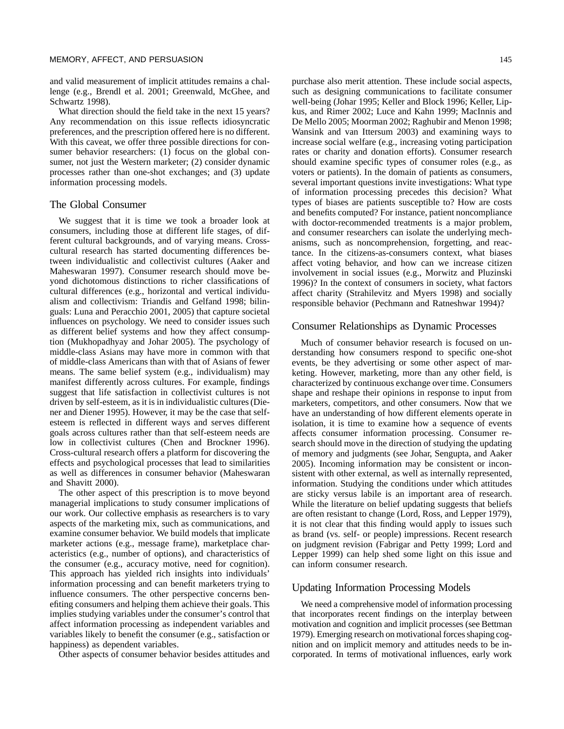and valid measurement of implicit attitudes remains a challenge (e.g., Brendl et al. 2001; Greenwald, McGhee, and Schwartz 1998).

What direction should the field take in the next 15 years? Any recommendation on this issue reflects idiosyncratic preferences, and the prescription offered here is no different. With this caveat, we offer three possible directions for consumer behavior researchers: (1) focus on the global consumer, not just the Western marketer; (2) consider dynamic processes rather than one-shot exchanges; and (3) update information processing models.

## The Global Consumer

We suggest that it is time we took a broader look at consumers, including those at different life stages, of different cultural backgrounds, and of varying means. Cross-cultural research has started documenting differences between individualistic and collectivist cultures (Aaker and Maheswaran 1997). Consumer research should move beyond dichotomous distinctions to richer classifications of cultural differences (e.g., horizontal and vertical individualism and collectivism: Triandis and Gelfand 1998; bilinguals: Luna and Peracchio 2001, 2005) that capture societal influences on psychology. We need to consider issues such as different belief systems and how they affect consumption (Mukhopadhyay and Johar 2005). The psychology of middle-class Asians may have more in common with that of middle-class Americans than with that of Asians of fewer means. The same belief system (e.g., individualism) may manifest differently across cultures. For example, findings suggest that life satisfaction in collectivist cultures is not driven by self-esteem, as it is in individualistic cultures (Diener and Diener 1995). However, it may be the case that self-esteem is reflected in different ways and serves different goals across cultures rather than that self-esteem needs are low in collectivist cultures (Chen and Brockner 1996). Cross-cultural research offers a platform for discovering the effects and psychological processes that lead to similarities as well as differences in consumer behavior (Maheswaran and Shavitt 2000).

The other aspect of this prescription is to move beyond managerial implications to study consumer implications of our work. Our collective emphasis as researchers is to vary aspects of the marketing mix, such as communications, and examine consumer behavior. We build models that implicate marketer actions (e.g., message frame), marketplace characteristics (e.g., number of options), and characteristics of the consumer (e.g., accuracy motive, need for cognition). This approach has yielded rich insights into individuals' information processing and can benefit marketers trying to influence consumers. The other perspective concerns benefiting consumers and helping them achieve their goals. This implies studying variables under the consumer's control that affect information processing as independent variables and variables likely to benefit the consumer (e.g., satisfaction or happiness) as dependent variables.

Other aspects of consumer behavior besides attitudes and purchase also merit attention. These include social aspects, such as designing communications to facilitate consumer well-being (Johar 1995; Keller and Block 1996; Keller, Lipkus, and Rimer 2002; Luce and Kahn 1999; MacInnis and De Mello 2005; Moorman 2002; Raghubir and Menon 1998; Wansink and van Ittersum 2003) and examining ways to increase social welfare (e.g., increasing voting participation rates or charity and donation efforts). Consumer research should examine specific types of consumer roles (e.g., as voters or patients). In the domain of patients as consumers, several important questions invite investigations: What type of information processing precedes this decision? What types of biases are patients susceptible to? How are costs and benefits computed? For instance, patient noncompliance with doctor-recommended treatments is a major problem, and consumer researchers can isolate the underlying mechanisms, such as noncomprehension, forgetting, and reactance. In the citizens-as-consumers context, what biases affect voting behavior, and how can we increase citizen involvement in social issues (e.g., Morwitz and Pluzinski 1996)? In the context of consumers in society, what factors affect charity (Strahilevitz and Myers 1998) and socially responsible behavior (Pechmann and Ratneshwar 1994)?

## Consumer Relationships as Dynamic Processes

Much of consumer behavior research is focused on understanding how consumers respond to specific one-shot events, be they advertising or some other aspect of marketing. However, marketing, more than any other field, is characterized by continuous exchange over time. Consumers shape and reshape their opinions in response to input from marketers, competitors, and other consumers. Now that we have an understanding of how different elements operate in isolation, it is time to examine how a sequence of events affects consumer information processing. Consumer research should move in the direction of studying the updating of memory and judgments (see Johar, Sengupta, and Aaker 2005). Incoming information may be consistent or inconsistent with other external, as well as internally represented, information. Studying the conditions under which attitudes are sticky versus labile is an important area of research. While the literature on belief updating suggests that beliefs are often resistant to change (Lord, Ross, and Lepper 1979), it is not clear that this finding would apply to issues such as brand (vs. self- or people) impressions. Recent research on judgment revision (Fabrigar and Petty 1999; Lord and Lepper 1999) can help shed some light on this issue and can inform consumer research.

## Updating Information Processing Models

We need a comprehensive model of information processing that incorporates recent findings on the interplay between motivation and cognition and implicit processes (see Bettman 1979). Emerging research on motivational forces shaping cognition and on implicit memory and attitudes needs to be incorporated. In terms of motivational influences, early work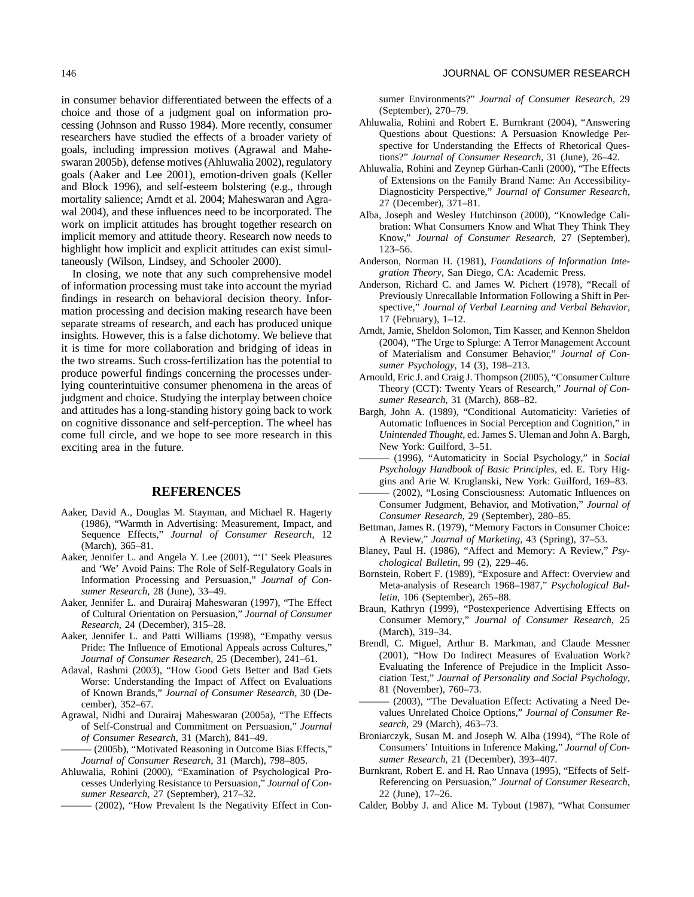in consumer behavior differentiated between the effects of a choice and those of a judgment goal on information processing (Johnson and Russo 1984). More recently, consumer researchers have studied the effects of a broader variety of goals, including impression motives (Agrawal and Maheswaran 2005b), defense motives (Ahluwalia 2002), regulatory goals (Aaker and Lee 2001), emotion-driven goals (Keller and Block 1996), and self-esteem bolstering (e.g., through mortality salience; Arndt et al. 2004; Maheswaran and Agrawal 2004), and these influences need to be incorporated. The work on implicit attitudes has brought together research on implicit memory and attitude theory. Research now needs to highlight how implicit and explicit attitudes can exist simultaneously (Wilson, Lindsey, and Schooler 2000).

In closing, we note that any such comprehensive model of information processing must take into account the myriad findings in research on behavioral decision theory. Information processing and decision making research have been separate streams of research, and each has produced unique insights. However, this is a false dichotomy. We believe that it is time for more collaboration and bridging of ideas in the two streams. Such cross-fertilization has the potential to produce powerful findings concerning the processes underlying counterintuitive consumer phenomena in the areas of judgment and choice. Studying the interplay between choice and attitudes has a long-standing history going back to work on cognitive dissonance and self-perception. The wheel has come full circle, and we hope to see more research in this exciting area in the future.

## REFERENCES

Aaker, David A., Douglas M. Stayman, and Michael R. Hagerty (1986), "Warmth in Advertising: Measurement, Impact, and Sequence Effects," *Journal of Consumer Research*, 12 (March), 365–81.

Aaker, Jennifer L. and Angela Y. Lee (2001), "'I' Seek Pleasures and 'We' Avoid Pains: The Role of Self-Regulatory Goals in Information Processing and Persuasion," *Journal of Consumer Research*, 28 (June), 33–49.

Aaker, Jennifer L. and Durairaj Maheswaran (1997), "The Effect of Cultural Orientation on Persuasion," *Journal of Consumer Research*, 24 (December), 315–28.

Aaker, Jennifer L. and Patti Williams (1998), "Empathy versus Pride: The Influence of Emotional Appeals across Cultures," *Journal of Consumer Research*, 25 (December), 241–61.

Adaval, Rashmi (2003), "How Good Gets Better and Bad Gets Worse: Understanding the Impact of Affect on Evaluations of Known Brands," *Journal of Consumer Research*, 30 (December), 352–67.

Agrawal, Nidhi and Durairaj Maheswaran (2005a), "The Effects of Self-Construal and Commitment on Persuasion," *Journal of Consumer Research*, 31 (March), 841–49.

——— (2005b), "Motivated Reasoning in Outcome Bias Effects," *Journal of Consumer Research*, 31 (March), 798–805.

Ahluwalia, Rohini (2000), "Examination of Psychological Processes Underlying Resistance to Persuasion," *Journal of Consumer Research*, 27 (September), 217–32.

——— (2002), "How Prevalent Is the Negativity Effect in Consumer Environments?" *Journal of Consumer Research*, 29 (September), 270–79.

Ahluwalia, Rohini and Robert E. Burnkrant (2004), "Answering Questions about Questions: A Persuasion Knowledge Perspective for Understanding the Effects of Rhetorical Questions?" *Journal of Consumer Research*, 31 (June), 26–42.

Ahluwalia, Rohini and Zeynep Gürhan-Canli (2000), "The Effects of Extensions on the Family Brand Name: An Accessibility-Diagnosticity Perspective," *Journal of Consumer Research*, 27 (December), 371–81.

Alba, Joseph and Wesley Hutchinson (2000), "Knowledge Calibration: What Consumers Know and What They Think They Know," *Journal of Consumer Research*, 27 (September), 123–56.

Anderson, Norman H. (1981), *Foundations of Information Integration Theory*, San Diego, CA: Academic Press.

Anderson, Richard C. and James W. Pichert (1978), "Recall of Previously Unrecallable Information Following a Shift in Perspective," *Journal of Verbal Learning and Verbal Behavior*, 17 (February), 1–12.

Arndt, Jamie, Sheldon Solomon, Tim Kasser, and Kennon Sheldon (2004), "The Urge to Splurge: A Terror Management Account of Materialism and Consumer Behavior," *Journal of Consumer Psychology*, 14 (3), 198–213.

Arnould, Eric J. and Craig J. Thompson (2005), "Consumer Culture Theory (CCT): Twenty Years of Research," *Journal of Consumer Research*, 31 (March), 868–82.

Bargh, John A. (1989), "Conditional Automaticity: Varieties of Automatic Influences in Social Perception and Cognition," in *Unintended Thought*, ed. James S. Uleman and John A. Bargh, New York: Guilford, 3–51.

——— (1996), "Automaticity in Social Psychology," in *Social Psychology Handbook of Basic Principles*, ed. E. Tory Higgins and Arie W. Kruglanski, New York: Guilford, 169–83.

——— (2002), "Losing Consciousness: Automatic Influences on Consumer Judgment, Behavior, and Motivation," *Journal of Consumer Research*, 29 (September), 280–85.

Bettman, James R. (1979), "Memory Factors in Consumer Choice: A Review," *Journal of Marketing*, 43 (Spring), 37–53.

Blaney, Paul H. (1986), "Affect and Memory: A Review," *Psychological Bulletin*, 99 (2), 229–46.

Bornstein, Robert F. (1989), "Exposure and Affect: Overview and Meta-analysis of Research 1968–1987," *Psychological Bulletin*, 106 (September), 265–88.

Braun, Kathryn (1999), "Postexperience Advertising Effects on Consumer Memory," *Journal of Consumer Research*, 25 (March), 319–34.

Brendl, C. Miguel, Arthur B. Markman, and Claude Messner (2001), "How Do Indirect Measures of Evaluation Work? Evaluating the Inference of Prejudice in the Implicit Association Test," *Journal of Personality and Social Psychology*, 81 (November), 760–73.

——— (2003), "The Devaluation Effect: Activating a Need Devalues Unrelated Choice Options," *Journal of Consumer Research*, 29 (March), 463–73.

Broniarczyk, Susan M. and Joseph W. Alba (1994), "The Role of Consumers' Intuitions in Inference Making," *Journal of Consumer Research*, 21 (December), 393–407.

Burnkrant, Robert E. and H. Rao Unnava (1995), "Effects of Self-Referencing on Persuasion," *Journal of Consumer Research*, 22 (June), 17–26.

Calder, Bobby J. and Alice M. Tybout (1987), "What Consumer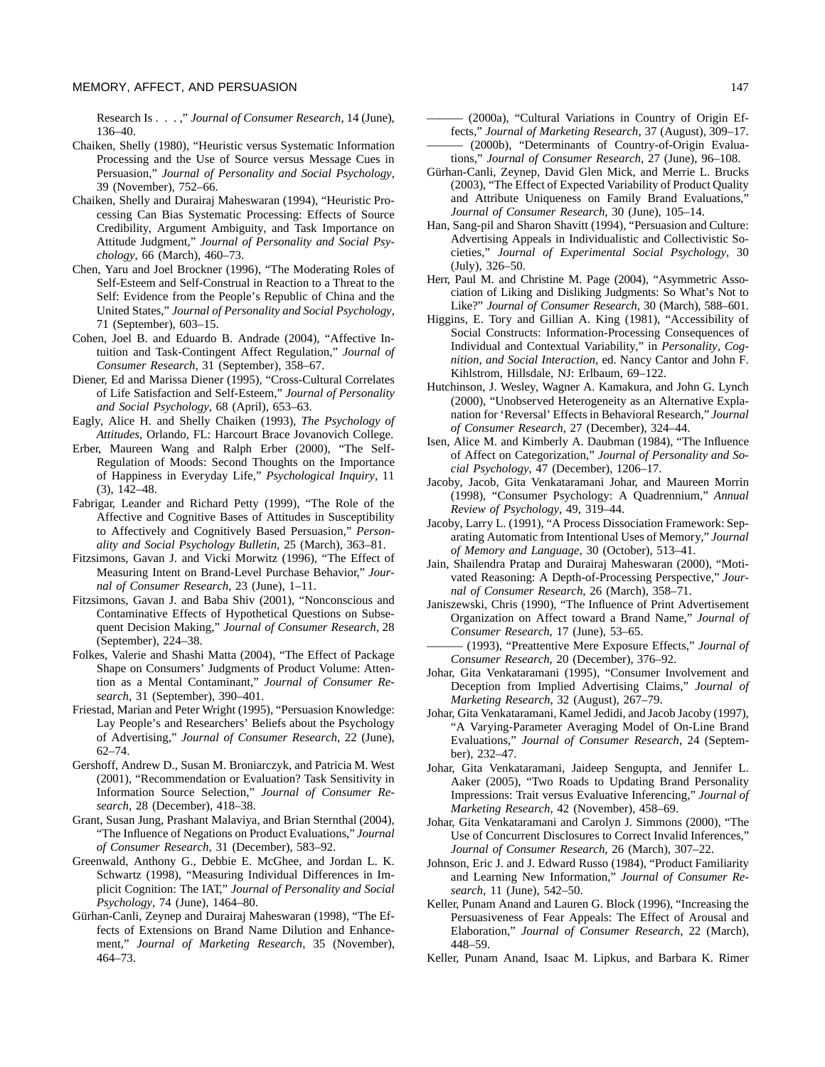Research Is . . . ," *Journal of Consumer Research*, 14 (June), 136–40.

Chaiken, Shelly (1980), "Heuristic versus Systematic Information Processing and the Use of Source versus Message Cues in Persuasion," *Journal of Personality and Social Psychology*, 39 (November), 752–66.

Chaiken, Shelly and Durairaj Maheswaran (1994), "Heuristic Processing Can Bias Systematic Processing: Effects of Source Credibility, Argument Ambiguity, and Task Importance on Attitude Judgment," *Journal of Personality and Social Psychology*, 66 (March), 460–73.

Chen, Yaru and Joel Brockner (1996), "The Moderating Roles of Self-Esteem and Self-Construal in Reaction to a Threat to the Self: Evidence from the People's Republic of China and the United States," *Journal of Personality and Social Psychology*, 71 (September), 603–15.

Cohen, Joel B. and Eduardo B. Andrade (2004), "Affective Intuition and Task-Contingent Affect Regulation," *Journal of Consumer Research*, 31 (September), 358–67.

Diener, Ed and Marissa Diener (1995), "Cross-Cultural Correlates of Life Satisfaction and Self-Esteem," *Journal of Personality and Social Psychology*, 68 (April), 653–63.

Eagly, Alice H. and Shelly Chaiken (1993), *The Psychology of Attitudes*, Orlando, FL: Harcourt Brace Jovanovich College.

Erber, Maureen Wang and Ralph Erber (2000), "The Self-Regulation of Moods: Second Thoughts on the Importance of Happiness in Everyday Life," *Psychological Inquiry*, 11 (3), 142–48.

Fabrigar, Leander and Richard Petty (1999), "The Role of the Affective and Cognitive Bases of Attitudes in Susceptibility to Affectively and Cognitively Based Persuasion," *Personality and Social Psychology Bulletin*, 25 (March), 363–81.

Fitzsimons, Gavan J. and Vicki Morwitz (1996), "The Effect of Measuring Intent on Brand-Level Purchase Behavior," *Journal of Consumer Research*, 23 (June), 1–11.

Fitzsimons, Gavan J. and Baba Shiv (2001), "Nonconscious and Contaminative Effects of Hypothetical Questions on Subsequent Decision Making," *Journal of Consumer Research*, 28 (September), 224–38.

Folkes, Valerie and Shashi Matta (2004), "The Effect of Package Shape on Consumers' Judgments of Product Volume: Attention as a Mental Contaminant," *Journal of Consumer Research*, 31 (September), 390–401.

Friestad, Marian and Peter Wright (1995), "Persuasion Knowledge: Lay People's and Researchers' Beliefs about the Psychology of Advertising," *Journal of Consumer Research*, 22 (June), 62–74.

Gershoff, Andrew D., Susan M. Broniarczyk, and Patricia M. West (2001), "Recommendation or Evaluation? Task Sensitivity in Information Source Selection," *Journal of Consumer Research*, 28 (December), 418–38.

Grant, Susan Jung, Prashant Malaviya, and Brian Sternthal (2004), "The Influence of Negations on Product Evaluations," *Journal of Consumer Research*, 31 (December), 583–92.

Greenwald, Anthony G., Debbie E. McGhee, and Jordan L. K. Schwartz (1998), "Measuring Individual Differences in Implicit Cognition: The IAT," *Journal of Personality and Social Psychology*, 74 (June), 1464–80.

Gürhan-Canli, Zeynep and Durairaj Maheswaran (1998), "The Effects of Extensions on Brand Name Dilution and Enhancement," *Journal of Marketing Research*, 35 (November), 464–73.

——— (2000a), "Cultural Variations in Country of Origin Effects," *Journal of Marketing Research*, 37 (August), 309–17.

——— (2000b), "Determinants of Country-of-Origin Evaluations," *Journal of Consumer Research*, 27 (June), 96–108.

Gürhan-Canli, Zeynep, David Glen Mick, and Merrie L. Brucks (2003), "The Effect of Expected Variability of Product Quality and Attribute Uniqueness on Family Brand Evaluations," *Journal of Consumer Research*, 30 (June), 105–14.

Han, Sang-pil and Sharon Shavitt (1994), "Persuasion and Culture: Advertising Appeals in Individualistic and Collectivistic Societies," *Journal of Experimental Social Psychology*, 30 (July), 326–50.

Herr, Paul M. and Christine M. Page (2004), "Asymmetric Association of Liking and Disliking Judgments: So What's Not to Like?" *Journal of Consumer Research*, 30 (March), 588–601.

Higgins, E. Tory and Gillian A. King (1981), "Accessibility of Social Constructs: Information-Processing Consequences of Individual and Contextual Variability," in *Personality, Cognition, and Social Interaction*, ed. Nancy Cantor and John F. Kihlstrom, Hillsdale, NJ: Erlbaum, 69–122.

Hutchinson, J. Wesley, Wagner A. Kamakura, and John G. Lynch (2000), "Unobserved Heterogeneity as an Alternative Explanation for 'Reversal' Effects in Behavioral Research," *Journal of Consumer Research*, 27 (December), 324–44.

Isen, Alice M. and Kimberly A. Daubman (1984), "The Influence of Affect on Categorization," *Journal of Personality and Social Psychology*, 47 (December), 1206–17.

Jacoby, Jacob, Gita Venkataramani Johar, and Maureen Morrin (1998), "Consumer Psychology: A Quadrennium," *Annual Review of Psychology*, 49, 319–44.

Jacoby, Larry L. (1991), "A Process Dissociation Framework: Separating Automatic from Intentional Uses of Memory," *Journal of Memory and Language*, 30 (October), 513–41.

Jain, Shailendra Pratap and Durairaj Maheswaran (2000), "Motivated Reasoning: A Depth-of-Processing Perspective," *Journal of Consumer Research*, 26 (March), 358–71.

Janiszewski, Chris (1990), "The Influence of Print Advertisement Organization on Affect toward a Brand Name," *Journal of Consumer Research*, 17 (June), 53–65.

——— (1993), "Preattentive Mere Exposure Effects," *Journal of Consumer Research*, 20 (December), 376–92.

Johar, Gita Venkataramani (1995), "Consumer Involvement and Deception from Implied Advertising Claims," *Journal of Marketing Research*, 32 (August), 267–79.

Johar, Gita Venkataramani, Kamel Jedidi, and Jacob Jacoby (1997), "A Varying-Parameter Averaging Model of On-Line Brand Evaluations," *Journal of Consumer Research*, 24 (September), 232–47.

Johar, Gita Venkataramani, Jaideep Sengupta, and Jennifer L. Aaker (2005), "Two Roads to Updating Brand Personality Impressions: Trait versus Evaluative Inferencing," *Journal of Marketing Research*, 42 (November), 458–69.

Johar, Gita Venkataramani and Carolyn J. Simmons (2000), "The Use of Concurrent Disclosures to Correct Invalid Inferences," *Journal of Consumer Research*, 26 (March), 307–22.

Johnson, Eric J. and J. Edward Russo (1984), "Product Familiarity and Learning New Information," *Journal of Consumer Research*, 11 (June), 542–50.

Keller, Punam Anand and Lauren G. Block (1996), "Increasing the Persuasiveness of Fear Appeals: The Effect of Arousal and Elaboration," *Journal of Consumer Research*, 22 (March), 448–59.

Keller, Punam Anand, Isaac M. Lipkus, and Barbara K. Rimer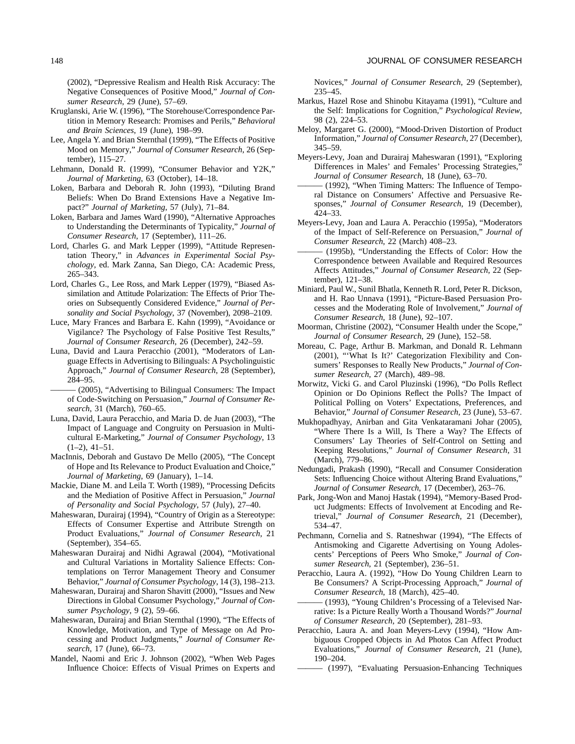(2002), "Depressive Realism and Health Risk Accuracy: The Negative Consequences of Positive Mood," *Journal of Consumer Research*, 29 (June), 57–69.

Kruglanski, Arie W. (1996), "The Storehouse/Correspondence Partition in Memory Research: Promises and Perils," *Behavioral and Brain Sciences*, 19 (June), 198–99.

Lee, Angela Y. and Brian Sternthal (1999), "The Effects of Positive Mood on Memory," *Journal of Consumer Research*, 26 (September), 115–27.

Lehmann, Donald R. (1999), "Consumer Behavior and Y2K," *Journal of Marketing*, 63 (October), 14–18.

Loken, Barbara and Deborah R. John (1993), "Diluting Brand Beliefs: When Do Brand Extensions Have a Negative Impact?" *Journal of Marketing*, 57 (July), 71–84.

Loken, Barbara and James Ward (1990), "Alternative Approaches to Understanding the Determinants of Typicality," *Journal of Consumer Research,* 17 (September), 111–26.

Lord, Charles G. and Mark Lepper (1999), "Attitude Representation Theory," in *Advances in Experimental Social Psychology*, ed. Mark Zanna, San Diego, CA: Academic Press, 265–343.

Lord, Charles G., Lee Ross, and Mark Lepper (1979), "Biased Assimilation and Attitude Polarization: The Effects of Prior Theories on Subsequently Considered Evidence," *Journal of Personality and Social Psychology,* 37 (November), 2098–2109.

Luce, Mary Frances and Barbara E. Kahn (1999), "Avoidance or Vigilance? The Psychology of False Positive Test Results," *Journal of Consumer Research*, 26 (December), 242–59.

Luna, David and Laura Peracchio (2001), "Moderators of Language Effects in Advertising to Bilinguals: A Psycholinguistic Approach," *Journal of Consumer Research*, 28 (September), 284–95.

——— (2005), "Advertising to Bilingual Consumers: The Impact of Code-Switching on Persuasion," *Journal of Consumer Research*, 31 (March), 760–65.

Luna, David, Laura Peracchio, and Maria D. de Juan (2003), "The Impact of Language and Congruity on Persuasion in Multicultural E-Marketing," *Journal of Consumer Psychology*, 13 (1–2), 41–51.

MacInnis, Deborah and Gustavo De Mello (2005), "The Concept of Hope and Its Relevance to Product Evaluation and Choice," *Journal of Marketing*, 69 (January), 1–14.

Mackie, Diane M. and Leila T. Worth (1989), "Processing Deficits and the Mediation of Positive Affect in Persuasion," *Journal of Personality and Social Psychology,* 57 (July), 27–40.

Maheswaran, Durairaj (1994), "Country of Origin as a Stereotype: Effects of Consumer Expertise and Attribute Strength on Product Evaluations," *Journal of Consumer Research*, 21 (September), 354–65.

Maheswaran Durairaj and Nidhi Agrawal (2004), "Motivational and Cultural Variations in Mortality Salience Effects: Contemplations on Terror Management Theory and Consumer Behavior," *Journal of Consumer Psychology*, 14 (3), 198–213.

Maheswaran, Durairaj and Sharon Shavitt (2000), "Issues and New Directions in Global Consumer Psychology," *Journal of Consumer Psychology*, 9 (2), 59–66.

Maheswaran, Durairaj and Brian Sternthal (1990), "The Effects of Knowledge, Motivation, and Type of Message on Ad Processing and Product Judgments," *Journal of Consumer Research*, 17 (June), 66–73.

Mandel, Naomi and Eric J. Johnson (2002), "When Web Pages Influence Choice: Effects of Visual Primes on Experts and Novices," *Journal of Consumer Research*, 29 (September), 235–45.

Markus, Hazel Rose and Shinobu Kitayama (1991), "Culture and the Self: Implications for Cognition," *Psychological Review*, 98 (2), 224–53.

Meloy, Margaret G. (2000), "Mood-Driven Distortion of Product Information," *Journal of Consumer Research*, 27 (December), 345–59.

Meyers-Levy, Joan and Durairaj Maheswaran (1991), "Exploring Differences in Males' and Females' Processing Strategies," *Journal of Consumer Research*, 18 (June), 63–70.

——— (1992), "When Timing Matters: The Influence of Temporal Distance on Consumers' Affective and Persuasive Responses," *Journal of Consumer Research,* 19 (December), 424–33.

Meyers-Levy, Joan and Laura A. Peracchio (1995a), "Moderators of the Impact of Self-Reference on Persuasion," *Journal of Consumer Research*, 22 (March) 408–23.

——— (1995b), "Understanding the Effects of Color: How the Correspondence between Available and Required Resources Affects Attitudes," *Journal of Consumer Research*, 22 (September), 121–38.

Miniard, Paul W., Sunil Bhatla, Kenneth R. Lord, Peter R. Dickson, and H. Rao Unnava (1991), "Picture-Based Persuasion Processes and the Moderating Role of Involvement," *Journal of Consumer Research*, 18 (June), 92–107.

Moorman, Christine (2002), "Consumer Health under the Scope," *Journal of Consumer Research*, 29 (June), 152–58.

Moreau, C. Page, Arthur B. Markman, and Donald R. Lehmann (2001), "'What Is It?' Categorization Flexibility and Consumers' Responses to Really New Products," *Journal of Consumer Research*, 27 (March), 489–98.

Morwitz, Vicki G. and Carol Pluzinski (1996), "Do Polls Reflect Opinion or Do Opinions Reflect the Polls? The Impact of Political Polling on Voters' Expectations, Preferences, and Behavior," *Journal of Consumer Research*, 23 (June), 53–67.

Mukhopadhyay, Anirban and Gita Venkataramani Johar (2005), "Where There Is a Will, Is There a Way? The Effects of Consumers' Lay Theories of Self-Control on Setting and Keeping Resolutions," *Journal of Consumer Research*, 31 (March), 779–86.

Nedungadi, Prakash (1990), "Recall and Consumer Consideration Sets: Influencing Choice without Altering Brand Evaluations," *Journal of Consumer Research*, 17 (December), 263–76.

Park, Jong-Won and Manoj Hastak (1994), "Memory-Based Product Judgments: Effects of Involvement at Encoding and Retrieval," *Journal of Consumer Research*, 21 (December), 534–47.

Pechmann, Cornelia and S. Ratneshwar (1994), "The Effects of Antismoking and Cigarette Advertising on Young Adolescents' Perceptions of Peers Who Smoke," *Journal of Consumer Research*, 21 (September), 236–51.

Peracchio, Laura A. (1992), "How Do Young Children Learn to Be Consumers? A Script-Processing Approach," *Journal of Consumer Research*, 18 (March), 425–40.

——— (1993), "Young Children's Processing of a Televised Narrative: Is a Picture Really Worth a Thousand Words?" *Journal of Consumer Research*, 20 (September), 281–93.

Peracchio, Laura A. and Joan Meyers-Levy (1994), "How Ambiguous Cropped Objects in Ad Photos Can Affect Product Evaluations," *Journal of Consumer Research*, 21 (June), 190–204.

——— (1997), "Evaluating Persuasion-Enhancing Techniques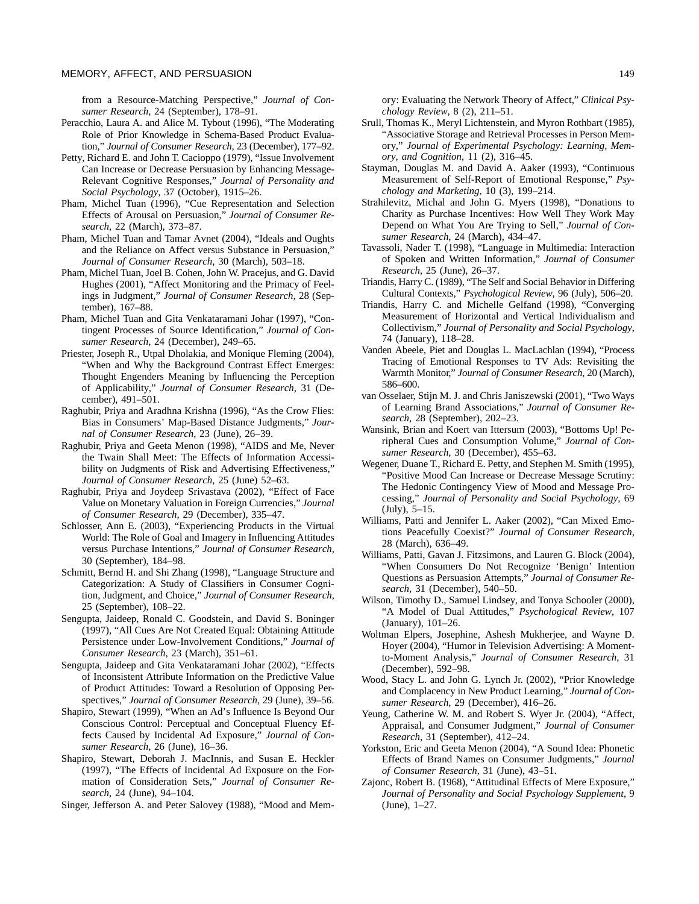from a Resource-Matching Perspective," *Journal of Consumer Research*, 24 (September), 178–91.

Peracchio, Laura A. and Alice M. Tybout (1996), "The Moderating Role of Prior Knowledge in Schema-Based Product Evaluation," *Journal of Consumer Research*, 23 (December), 177–92.

Petty, Richard E. and John T. Cacioppo (1979), "Issue Involvement Can Increase or Decrease Persuasion by Enhancing Message-Relevant Cognitive Responses," *Journal of Personality and Social Psychology*, 37 (October), 1915–26.

Pham, Michel Tuan (1996), "Cue Representation and Selection Effects of Arousal on Persuasion," *Journal of Consumer Research*, 22 (March), 373–87.

Pham, Michel Tuan and Tamar Avnet (2004), "Ideals and Oughts and the Reliance on Affect versus Substance in Persuasion," *Journal of Consumer Research*, 30 (March), 503–18.

Pham, Michel Tuan, Joel B. Cohen, John W. Pracejus, and G. David Hughes (2001), "Affect Monitoring and the Primacy of Feelings in Judgment," *Journal of Consumer Research*, 28 (September), 167–88.

Pham, Michel Tuan and Gita Venkataramani Johar (1997), "Contingent Processes of Source Identification," *Journal of Consumer Research*, 24 (December), 249–65.

Priester, Joseph R., Utpal Dholakia, and Monique Fleming (2004), "When and Why the Background Contrast Effect Emerges: Thought Engenders Meaning by Influencing the Perception of Applicability," *Journal of Consumer Research*, 31 (December), 491–501.

Raghubir, Priya and Aradhna Krishna (1996), "As the Crow Flies: Bias in Consumers' Map-Based Distance Judgments," *Journal of Consumer Research*, 23 (June), 26–39.

Raghubir, Priya and Geeta Menon (1998), "AIDS and Me, Never the Twain Shall Meet: The Effects of Information Accessibility on Judgments of Risk and Advertising Effectiveness," *Journal of Consumer Research*, 25 (June) 52–63.

Raghubir, Priya and Joydeep Srivastava (2002), "Effect of Face Value on Monetary Valuation in Foreign Currencies," *Journal of Consumer Research*, 29 (December), 335–47.

Schlosser, Ann E. (2003), "Experiencing Products in the Virtual World: The Role of Goal and Imagery in Influencing Attitudes versus Purchase Intentions," *Journal of Consumer Research*, 30 (September), 184–98.

Schmitt, Bernd H. and Shi Zhang (1998), "Language Structure and Categorization: A Study of Classifiers in Consumer Cognition, Judgment, and Choice," *Journal of Consumer Research*, 25 (September), 108–22.

Sengupta, Jaideep, Ronald C. Goodstein, and David S. Boninger (1997), "All Cues Are Not Created Equal: Obtaining Attitude Persistence under Low-Involvement Conditions," *Journal of Consumer Research*, 23 (March), 351–61.

Sengupta, Jaideep and Gita Venkataramani Johar (2002), "Effects of Inconsistent Attribute Information on the Predictive Value of Product Attitudes: Toward a Resolution of Opposing Perspectives," *Journal of Consumer Research*, 29 (June), 39–56.

Shapiro, Stewart (1999), "When an Ad's Influence Is Beyond Our Conscious Control: Perceptual and Conceptual Fluency Effects Caused by Incidental Ad Exposure," *Journal of Consumer Research*, 26 (June), 16–36.

Shapiro, Stewart, Deborah J. MacInnis, and Susan E. Heckler (1997), "The Effects of Incidental Ad Exposure on the Formation of Consideration Sets," *Journal of Consumer Research*, 24 (June), 94–104.

Singer, Jefferson A. and Peter Salovey (1988), "Mood and Memory: Evaluating the Network Theory of Affect," *Clinical Psychology Review*, 8 (2), 211–51.

Srull, Thomas K., Meryl Lichtenstein, and Myron Rothbart (1985), "Associative Storage and Retrieval Processes in Person Memory," *Journal of Experimental Psychology: Learning, Memory, and Cognition*, 11 (2), 316–45.

Stayman, Douglas M. and David A. Aaker (1993), "Continuous Measurement of Self-Report of Emotional Response," *Psychology and Marketing*, 10 (3), 199–214.

Strahilevitz, Michal and John G. Myers (1998), "Donations to Charity as Purchase Incentives: How Well They Work May Depend on What You Are Trying to Sell," *Journal of Consumer Research*, 24 (March), 434–47.

Tavassoli, Nader T. (1998), "Language in Multimedia: Interaction of Spoken and Written Information," *Journal of Consumer Research*, 25 (June), 26–37.

Triandis, Harry C. (1989), "The Self and Social Behavior in Differing Cultural Contexts," *Psychological Review*, 96 (July), 506–20.

Triandis, Harry C. and Michelle Gelfand (1998), "Converging Measurement of Horizontal and Vertical Individualism and Collectivism," *Journal of Personality and Social Psychology*, 74 (January), 118–28.

Vanden Abeele, Piet and Douglas L. MacLachlan (1994), "Process Tracing of Emotional Responses to TV Ads: Revisiting the Warmth Monitor," *Journal of Consumer Research*, 20 (March), 586–600.

van Osselaer, Stijn M. J. and Chris Janiszewski (2001), "Two Ways of Learning Brand Associations," *Journal of Consumer Research*, 28 (September), 202–23.

Wansink, Brian and Koert van Ittersum (2003), "Bottoms Up! Peripheral Cues and Consumption Volume," *Journal of Consumer Research*, 30 (December), 455–63.

Wegener, Duane T., Richard E. Petty, and Stephen M. Smith (1995), "Positive Mood Can Increase or Decrease Message Scrutiny: The Hedonic Contingency View of Mood and Message Processing," *Journal of Personality and Social Psychology*, 69 (July), 5–15.

Williams, Patti and Jennifer L. Aaker (2002), "Can Mixed Emotions Peacefully Coexist?" *Journal of Consumer Research*, 28 (March), 636–49.

Williams, Patti, Gavan J. Fitzsimons, and Lauren G. Block (2004), "When Consumers Do Not Recognize 'Benign' Intention Questions as Persuasion Attempts," *Journal of Consumer Research*, 31 (December), 540–50.

Wilson, Timothy D., Samuel Lindsey, and Tonya Schooler (2000), "A Model of Dual Attitudes," *Psychological Review*, 107 (January), 101–26.

Woltman Elpers, Josephine, Ashesh Mukherjee, and Wayne D. Hoyer (2004), "Humor in Television Advertising: A Moment-to-Moment Analysis," *Journal of Consumer Research*, 31 (December), 592–98.

Wood, Stacy L. and John G. Lynch Jr. (2002), "Prior Knowledge and Complacency in New Product Learning," *Journal of Consumer Research*, 29 (December), 416–26.

Yeung, Catherine W. M. and Robert S. Wyer Jr. (2004), "Affect, Appraisal, and Consumer Judgment," *Journal of Consumer Research*, 31 (September), 412–24.

Yorkston, Eric and Geeta Menon (2004), "A Sound Idea: Phonetic Effects of Brand Names on Consumer Judgments," *Journal of Consumer Research*, 31 (June), 43–51.

Zajonc, Robert B. (1968), "Attitudinal Effects of Mere Exposure," *Journal of Personality and Social Psychology Supplement*, 9 (June), 1–27.